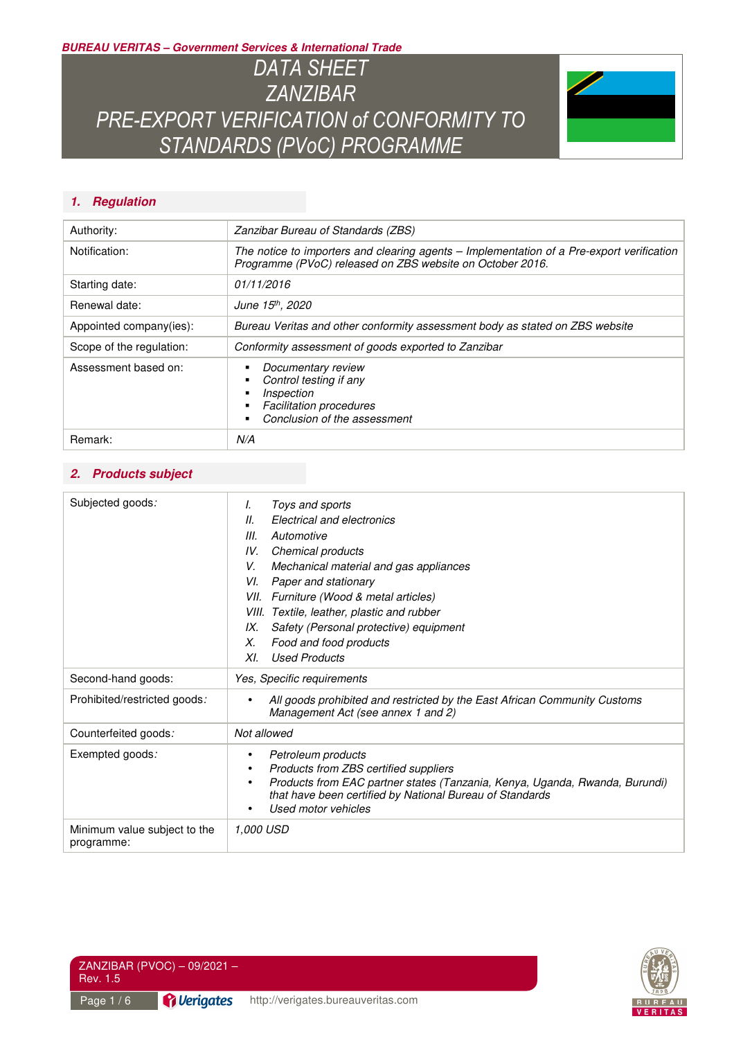**BUREAU VERITAS – Government Services & International Trade**

# DATA SHEET ZANZIBAR PRE-EXPORT VERIFICATION of CONFORMITY TO STANDARDS (PVoC) PROGRAMME

## 1. Regulation

| | |
|---|---|
| Authority: | *Zanzibar Bureau of Standards (ZBS)* |
| Notification: | *The notice to importers and clearing agents – Implementation of a Pre-export verification Programme (PVoC) released on ZBS website on October 2016.* |
| Starting date: | *01/11/2016* |
| Renewal date: | *June 15th, 2020* |
| Appointed company(ies): | *Bureau Veritas and other conformity assessment body as stated on ZBS website* |
| Scope of the regulation: | *Conformity assessment of goods exported to Zanzibar* |
| Assessment based on: | ▪ *Documentary review*<br>▪ *Control testing if any*<br>▪ *Inspection*<br>▪ *Facilitation procedures*<br>▪ *Conclusion of the assessment* |
| Remark: | *N/A* |

## 2. Products subject

| | |
|---|---|
| Subjected goods: | *I. Toys and sports*<br>*II. Electrical and electronics*<br>*III. Automotive*<br>*IV. Chemical products*<br>*V. Mechanical material and gas appliances*<br>*VI. Paper and stationary*<br>*VII. Furniture (Wood & metal articles)*<br>*VIII. Textile, leather, plastic and rubber*<br>*IX. Safety (Personal protective) equipment*<br>*X. Food and food products*<br>*XI. Used Products* |
| Second-hand goods: | *Yes, Specific requirements* |
| Prohibited/restricted goods: | • *All goods prohibited and restricted by the East African Community Customs Management Act (see annex 1 and 2)* |
| Counterfeited goods: | *Not allowed* |
| Exempted goods: | • *Petroleum products*<br>• *Products from ZBS certified suppliers*<br>• *Products from EAC partner states (Tanzania, Kenya, Uganda, Rwanda, Burundi) that have been certified by National Bureau of Standards*<br>• *Used motor vehicles* |
| Minimum value subject to the programme: | *1,000 USD* |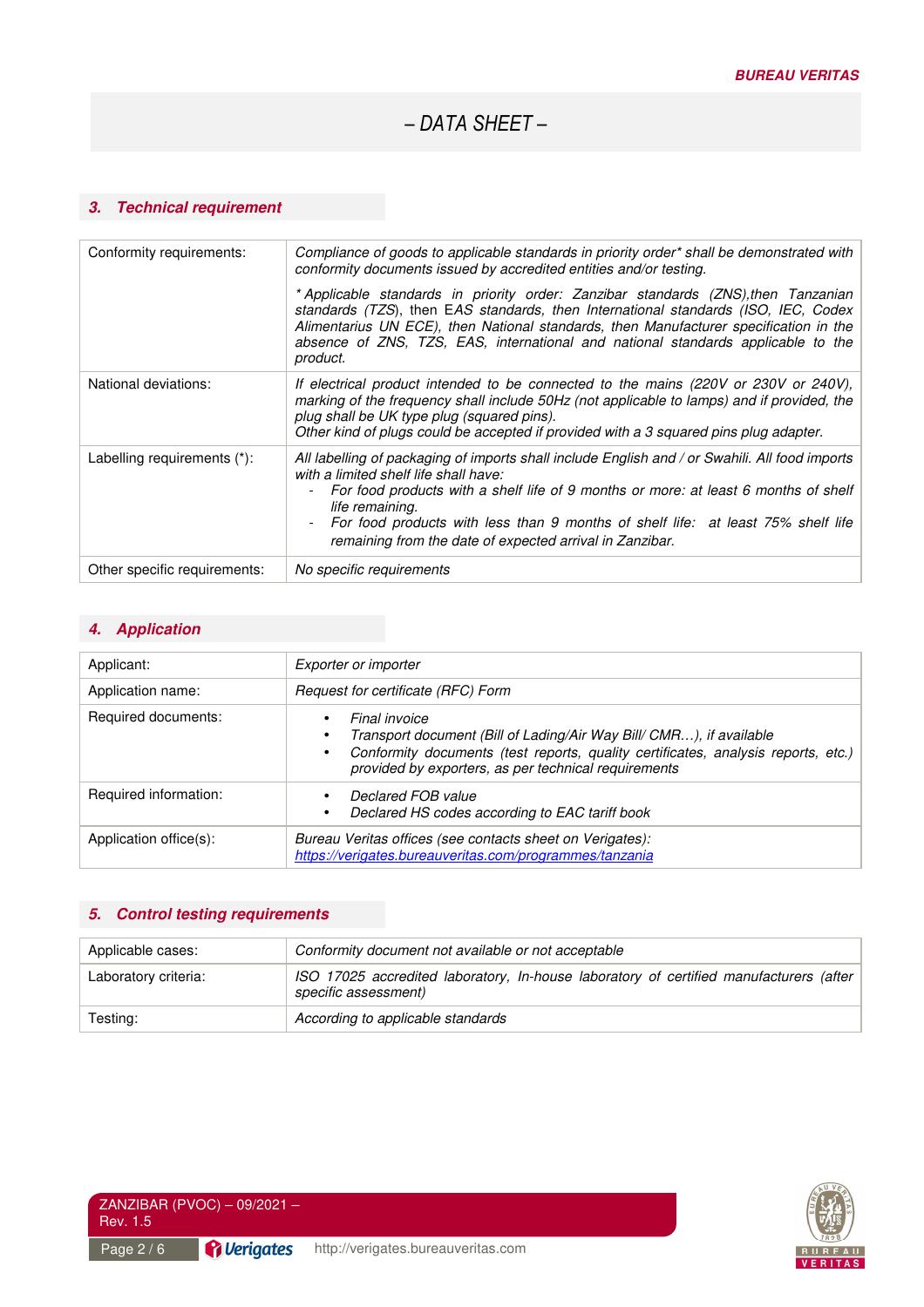## – DATA SHEET –

### 3. Technical requirement

| | |
|---|---|
| Conformity requirements: | *Compliance of goods to applicable standards in priority order* shall be demonstrated with conformity documents issued by accredited entities and/or testing.*<br><br>** Applicable standards in priority order: Zanzibar standards (ZNS),then Tanzanian standards (TZS), then EAS standards, then International standards (ISO, IEC, Codex Alimentarius UN ECE), then National standards, then Manufacturer specification in the absence of ZNS, TZS, EAS, international and national standards applicable to the product.* |
| National deviations: | *If electrical product intended to be connected to the mains (220V or 230V or 240V), marking of the frequency shall include 50Hz (not applicable to lamps) and if provided, the plug shall be UK type plug (squared pins).*<br>*Other kind of plugs could be accepted if provided with a 3 squared pins plug adapter.* |
| Labelling requirements (*): | *All labelling of packaging of imports shall include English and / or Swahili. All food imports with a limited shelf life shall have:*<br>- *For food products with a shelf life of 9 months or more: at least 6 months of shelf life remaining.*<br>- *For food products with less than 9 months of shelf life: at least 75% shelf life remaining from the date of expected arrival in Zanzibar.* |
| Other specific requirements: | *No specific requirements* |

### 4. Application

| | |
|---|---|
| Applicant: | *Exporter or importer* |
| Application name: | *Request for certificate (RFC) Form* |
| Required documents: | • *Final invoice*<br>• *Transport document (Bill of Lading/Air Way Bill/ CMR…), if available*<br>• *Conformity documents (test reports, quality certificates, analysis reports, etc.) provided by exporters, as per technical requirements* |
| Required information: | • *Declared FOB value*<br>• *Declared HS codes according to EAC tariff book* |
| Application office(s): | *Bureau Veritas offices (see contacts sheet on Verigates):*<br>*https://verigates.bureauveritas.com/programmes/tanzania* |

### 5. Control testing requirements

| | |
|---|---|
| Applicable cases: | *Conformity document not available or not acceptable* |
| Laboratory criteria: | *ISO 17025 accredited laboratory, In-house laboratory of certified manufacturers (after specific assessment)* |
| Testing: | *According to applicable standards* |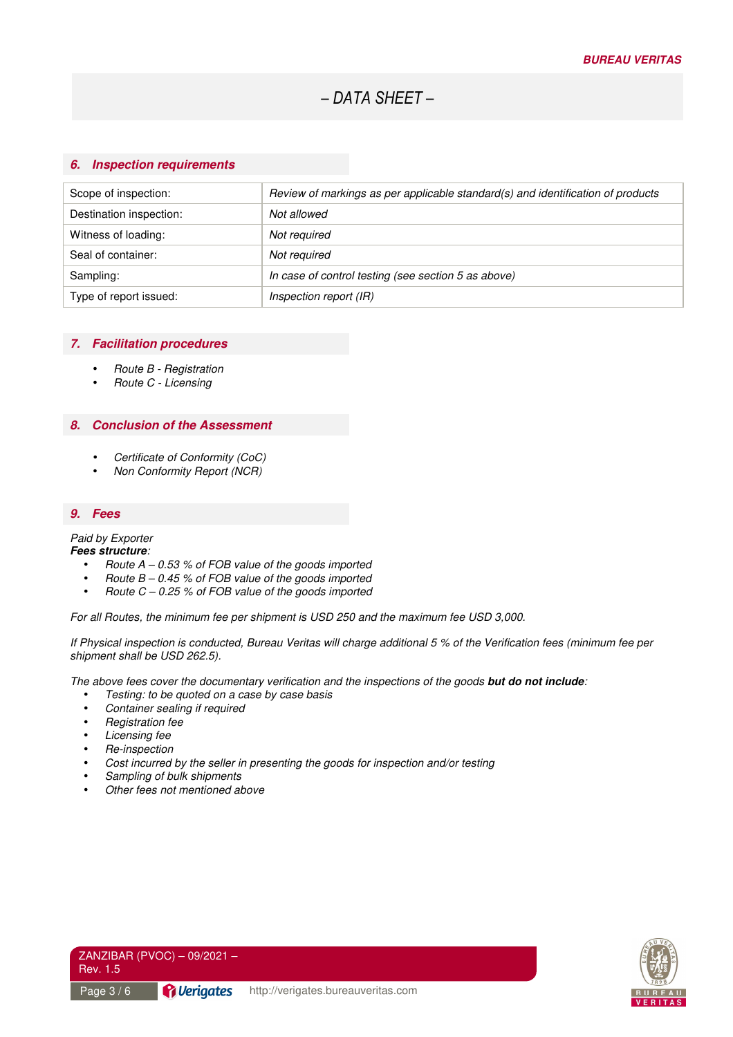## 6. Inspection requirements

| Scope of inspection: | *Review of markings as per applicable standard(s) and identification of products* |
|---|---|
| Destination inspection: | *Not allowed* |
| Witness of loading: | *Not required* |
| Seal of container: | *Not required* |
| Sampling: | *In case of control testing (see section 5 as above)* |
| Type of report issued: | *Inspection report (IR)* |

## 7. Facilitation procedures

- *Route B - Registration*
- *Route C - Licensing*

## 8. Conclusion of the Assessment

- *Certificate of Conformity (CoC)*
- *Non Conformity Report (NCR)*

## 9. Fees

*Paid by Exporter*
***Fees structure**:*

- *Route A – 0.53 % of FOB value of the goods imported*
- *Route B – 0.45 % of FOB value of the goods imported*
- *Route C – 0.25 % of FOB value of the goods imported*

*For all Routes, the minimum fee per shipment is USD 250 and the maximum fee USD 3,000.*

*If Physical inspection is conducted, Bureau Veritas will charge additional 5 % of the Verification fees (minimum fee per shipment shall be USD 262.5).*

*The above fees cover the documentary verification and the inspections of the goods **but do not include**:*

- *Testing: to be quoted on a case by case basis*
- *Container sealing if required*
- *Registration fee*
- *Licensing fee*
- *Re-inspection*
- *Cost incurred by the seller in presenting the goods for inspection and/or testing*
- *Sampling of bulk shipments*
- *Other fees not mentioned above*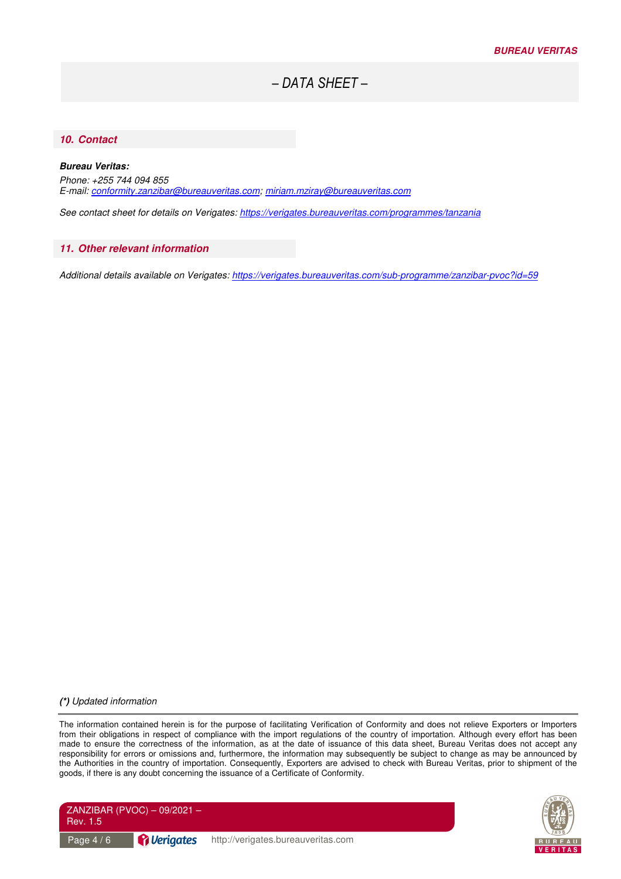## *10. Contact*

***Bureau Veritas:***

*Phone: +255 744 094 855*
*E-mail: conformity.zanzibar@bureauveritas.com; miriam.mziray@bureauveritas.com*

*See contact sheet for details on Verigates: https://verigates.bureauveritas.com/programmes/tanzania*

## *11. Other relevant information*

*Additional details available on Verigates: https://verigates.bureauveritas.com/sub-programme/zanzibar-pvoc?id=59*

***(\*)** Updated information*

The information contained herein is for the purpose of facilitating Verification of Conformity and does not relieve Exporters or Importers from their obligations in respect of compliance with the import regulations of the country of importation. Although every effort has been made to ensure the correctness of the information, as at the date of issuance of this data sheet, Bureau Veritas does not accept any responsibility for errors or omissions and, furthermore, the information may subsequently be subject to change as may be announced by the Authorities in the country of importation. Consequently, Exporters are advised to check with Bureau Veritas, prior to shipment of the goods, if there is any doubt concerning the issuance of a Certificate of Conformity.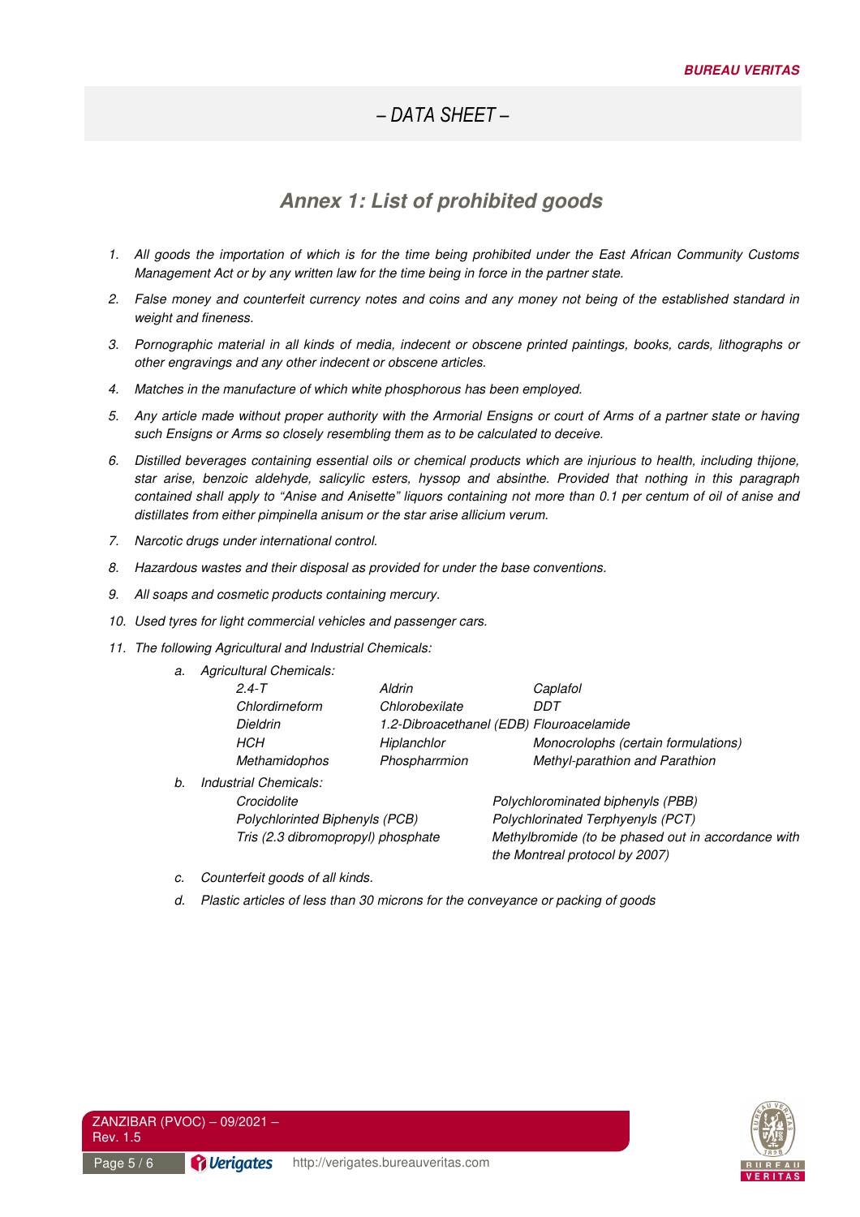*– DATA SHEET –*

## *Annex 1: List of prohibited goods*

1. *All goods the importation of which is for the time being prohibited under the East African Community Customs Management Act or by any written law for the time being in force in the partner state.*
2. *False money and counterfeit currency notes and coins and any money not being of the established standard in weight and fineness.*
3. *Pornographic material in all kinds of media, indecent or obscene printed paintings, books, cards, lithographs or other engravings and any other indecent or obscene articles.*
4. *Matches in the manufacture of which white phosphorous has been employed.*
5. *Any article made without proper authority with the Armorial Ensigns or court of Arms of a partner state or having such Ensigns or Arms so closely resembling them as to be calculated to deceive.*
6. *Distilled beverages containing essential oils or chemical products which are injurious to health, including thijone, star arise, benzoic aldehyde, salicylic esters, hyssop and absinthe. Provided that nothing in this paragraph contained shall apply to "Anise and Anisette" liquors containing not more than 0.1 per centum of oil of anise and distillates from either pimpinella anisum or the star arise allicium verum.*
7. *Narcotic drugs under international control.*
8. *Hazardous wastes and their disposal as provided for under the base conventions.*
9. *All soaps and cosmetic products containing mercury.*
10. *Used tyres for light commercial vehicles and passenger cars.*
11. *The following Agricultural and Industrial Chemicals:*
    a. *Agricultural Chemicals:*

    | | | |
    |---|---|---|
    | *2.4-T* | *Aldrin* | *Caplafol* |
    | *Chlordirneform* | *Chlorobexilate* | *DDT* |
    | *Dieldrin* | *1.2-Dibroacethanel (EDB)* | *Flouroacelamide* |
    | *HCH* | *Hiplanchlor* | *Monocrolophs (certain formulations)* |
    | *Methamidophos* | *Phospharrmion* | *Methyl-parathion and Parathion* |

    b. *Industrial Chemicals:*

    | | |
    |---|---|
    | *Crocidolite* | *Polychlorominated biphenyls (PBB)* |
    | *Polychlorinted Biphenyls (PCB)* | *Polychlorinated Terphyenyls (PCT)* |
    | *Tris (2.3 dibromopropyl) phosphate* | *Methylbromide (to be phased out in accordance with the Montreal protocol by 2007)* |

    c. *Counterfeit goods of all kinds.*

    d. *Plastic articles of less than 30 microns for the conveyance or packing of goods*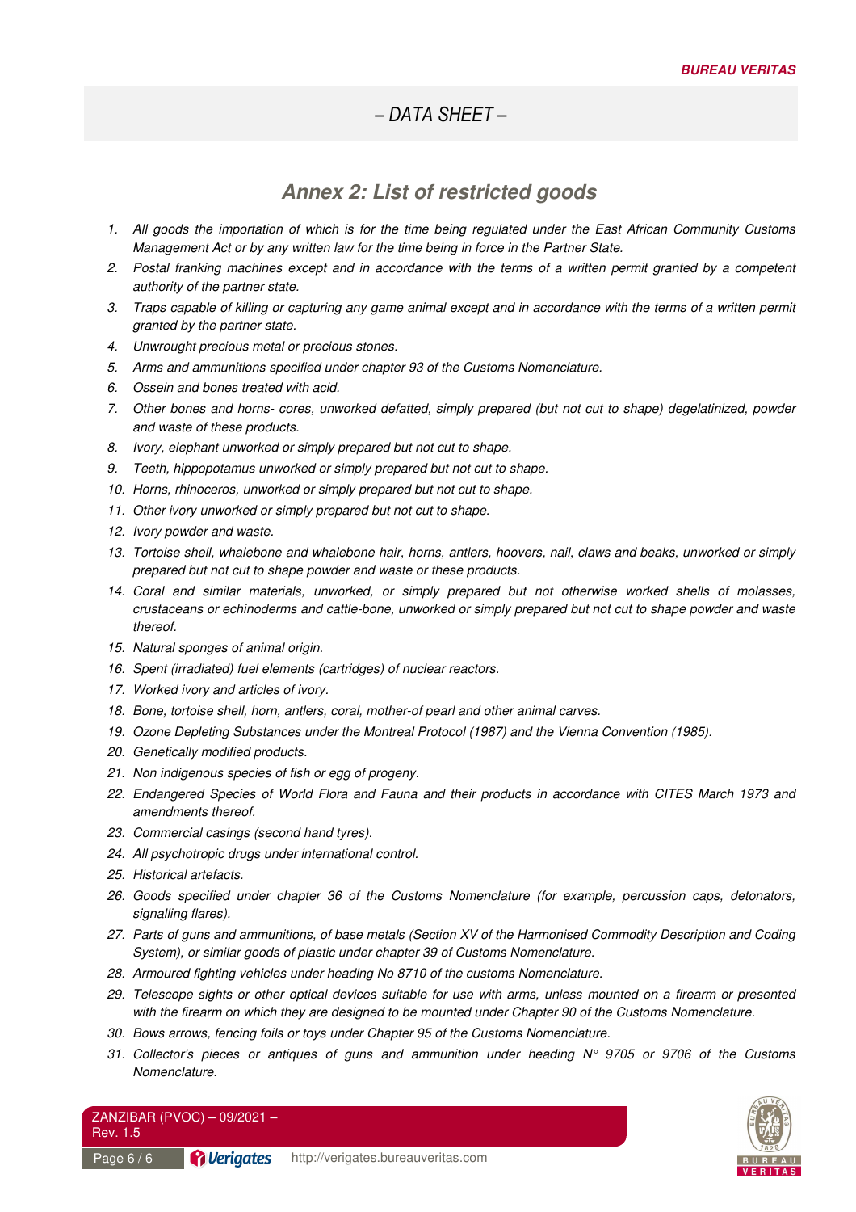*– DATA SHEET –*

## *Annex 2: List of restricted goods*

1. *All goods the importation of which is for the time being regulated under the East African Community Customs Management Act or by any written law for the time being in force in the Partner State.*
2. *Postal franking machines except and in accordance with the terms of a written permit granted by a competent authority of the partner state.*
3. *Traps capable of killing or capturing any game animal except and in accordance with the terms of a written permit granted by the partner state.*
4. *Unwrought precious metal or precious stones.*
5. *Arms and ammunitions specified under chapter 93 of the Customs Nomenclature.*
6. *Ossein and bones treated with acid.*
7. *Other bones and horns- cores, unworked defatted, simply prepared (but not cut to shape) degelatinized, powder and waste of these products.*
8. *Ivory, elephant unworked or simply prepared but not cut to shape.*
9. *Teeth, hippopotamus unworked or simply prepared but not cut to shape.*
10. *Horns, rhinoceros, unworked or simply prepared but not cut to shape.*
11. *Other ivory unworked or simply prepared but not cut to shape.*
12. *Ivory powder and waste.*
13. *Tortoise shell, whalebone and whalebone hair, horns, antlers, hoovers, nail, claws and beaks, unworked or simply prepared but not cut to shape powder and waste or these products.*
14. *Coral and similar materials, unworked, or simply prepared but not otherwise worked shells of molasses, crustaceans or echinoderms and cattle-bone, unworked or simply prepared but not cut to shape powder and waste thereof.*
15. *Natural sponges of animal origin.*
16. *Spent (irradiated) fuel elements (cartridges) of nuclear reactors.*
17. *Worked ivory and articles of ivory.*
18. *Bone, tortoise shell, horn, antlers, coral, mother-of pearl and other animal carves.*
19. *Ozone Depleting Substances under the Montreal Protocol (1987) and the Vienna Convention (1985).*
20. *Genetically modified products.*
21. *Non indigenous species of fish or egg of progeny.*
22. *Endangered Species of World Flora and Fauna and their products in accordance with CITES March 1973 and amendments thereof.*
23. *Commercial casings (second hand tyres).*
24. *All psychotropic drugs under international control.*
25. *Historical artefacts.*
26. *Goods specified under chapter 36 of the Customs Nomenclature (for example, percussion caps, detonators, signalling flares).*
27. *Parts of guns and ammunitions, of base metals (Section XV of the Harmonised Commodity Description and Coding System), or similar goods of plastic under chapter 39 of Customs Nomenclature.*
28. *Armoured fighting vehicles under heading No 8710 of the customs Nomenclature.*
29. *Telescope sights or other optical devices suitable for use with arms, unless mounted on a firearm or presented with the firearm on which they are designed to be mounted under Chapter 90 of the Customs Nomenclature.*
30. *Bows arrows, fencing foils or toys under Chapter 95 of the Customs Nomenclature.*
31. *Collector's pieces or antiques of guns and ammunition under heading N° 9705 or 9706 of the Customs Nomenclature.*